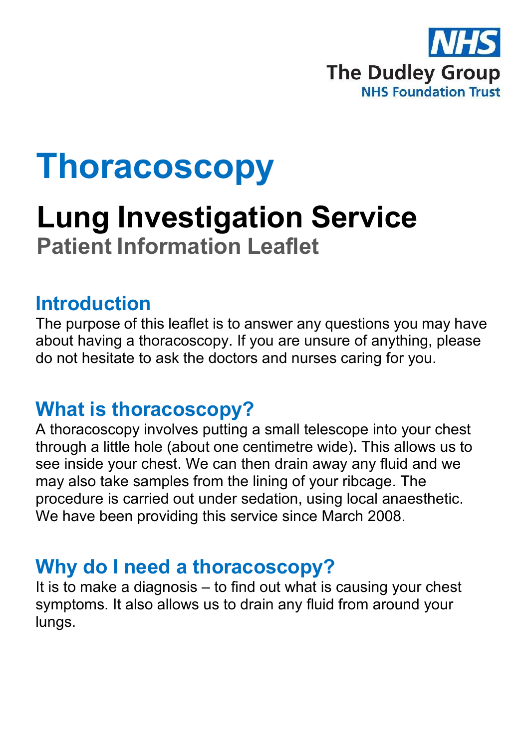NHS

The Dudley Group
NHS Foundation Trust

# Thoracoscopy

## Lung Investigation Service

### Patient Information Leaflet

## Introduction

The purpose of this leaflet is to answer any questions you may have about having a thoracoscopy. If you are unsure of anything, please do not hesitate to ask the doctors and nurses caring for you.

## What is thoracoscopy?

A thoracoscopy involves putting a small telescope into your chest through a little hole (about one centimetre wide). This allows us to see inside your chest. We can then drain away any fluid and we may also take samples from the lining of your ribcage. The procedure is carried out under sedation, using local anaesthetic. We have been providing this service since March 2008.

## Why do I need a thoracoscopy?

It is to make a diagnosis – to find out what is causing your chest symptoms. It also allows us to drain any fluid from around your lungs.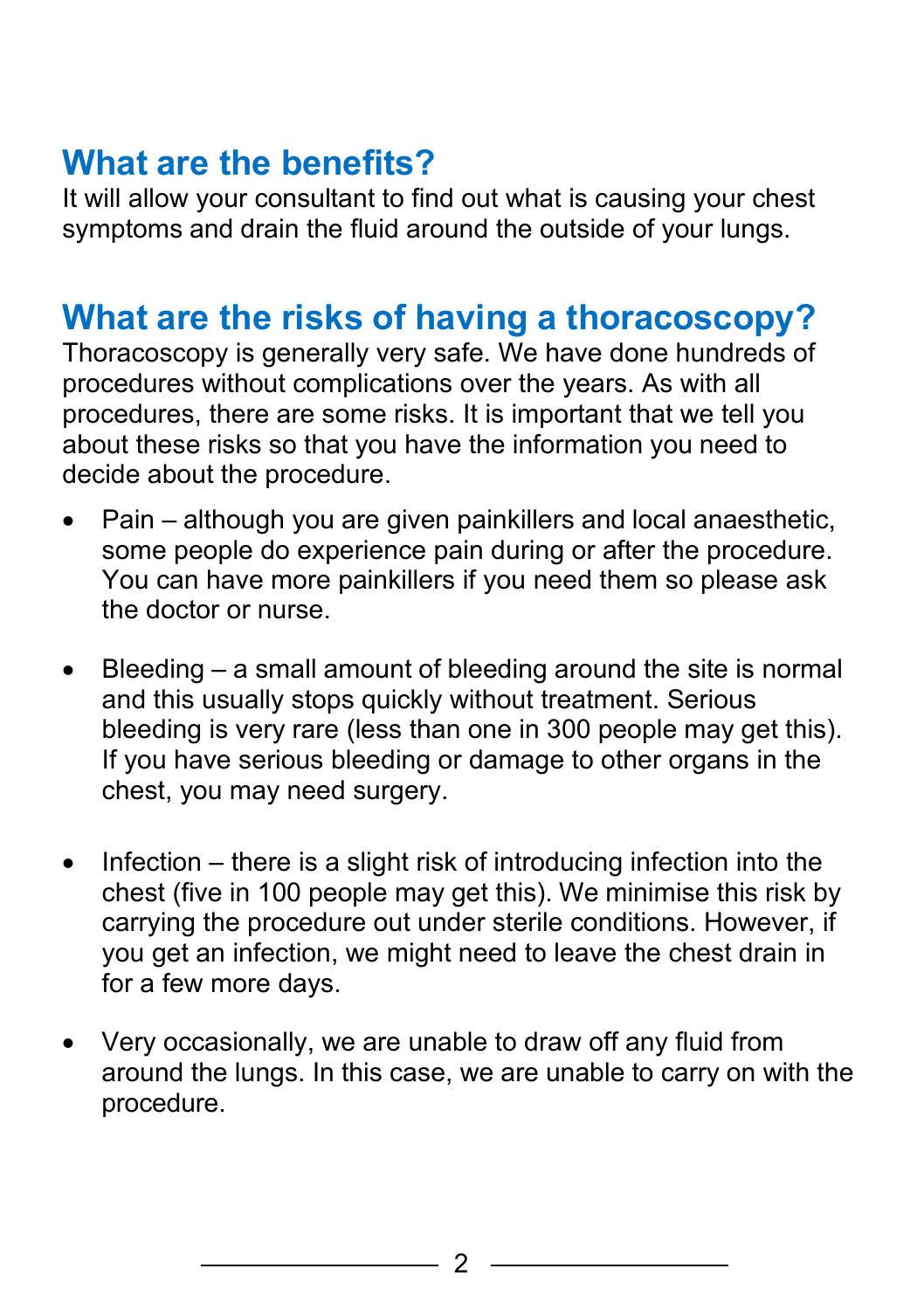## What are the benefits?

It will allow your consultant to find out what is causing your chest symptoms and drain the fluid around the outside of your lungs.

## What are the risks of having a thoracoscopy?

Thoracoscopy is generally very safe. We have done hundreds of procedures without complications over the years. As with all procedures, there are some risks. It is important that we tell you about these risks so that you have the information you need to decide about the procedure.

- Pain – although you are given painkillers and local anaesthetic, some people do experience pain during or after the procedure. You can have more painkillers if you need them so please ask the doctor or nurse.

- Bleeding – a small amount of bleeding around the site is normal and this usually stops quickly without treatment. Serious bleeding is very rare (less than one in 300 people may get this). If you have serious bleeding or damage to other organs in the chest, you may need surgery.

- Infection – there is a slight risk of introducing infection into the chest (five in 100 people may get this). We minimise this risk by carrying the procedure out under sterile conditions. However, if you get an infection, we might need to leave the chest drain in for a few more days.

- Very occasionally, we are unable to draw off any fluid from around the lungs. In this case, we are unable to carry on with the procedure.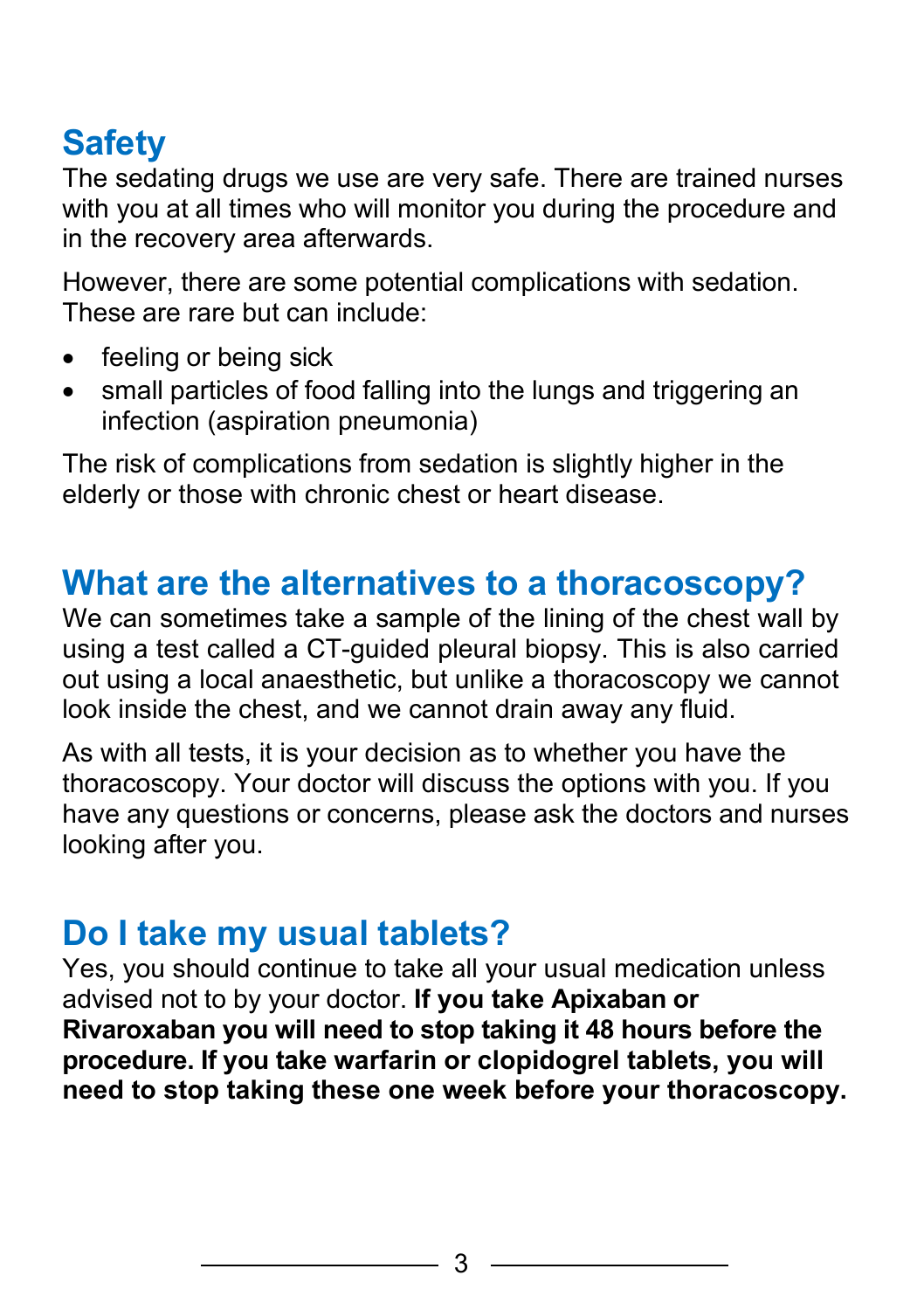## Safety

The sedating drugs we use are very safe. There are trained nurses with you at all times who will monitor you during the procedure and in the recovery area afterwards.

However, there are some potential complications with sedation. These are rare but can include:

- feeling or being sick
- small particles of food falling into the lungs and triggering an infection (aspiration pneumonia)

The risk of complications from sedation is slightly higher in the elderly or those with chronic chest or heart disease.

## What are the alternatives to a thoracoscopy?

We can sometimes take a sample of the lining of the chest wall by using a test called a CT-guided pleural biopsy. This is also carried out using a local anaesthetic, but unlike a thoracoscopy we cannot look inside the chest, and we cannot drain away any fluid.

As with all tests, it is your decision as to whether you have the thoracoscopy. Your doctor will discuss the options with you. If you have any questions or concerns, please ask the doctors and nurses looking after you.

## Do I take my usual tablets?

Yes, you should continue to take all your usual medication unless advised not to by your doctor. **If you take Apixaban or Rivaroxaban you will need to stop taking it 48 hours before the procedure. If you take warfarin or clopidogrel tablets, you will need to stop taking these one week before your thoracoscopy.**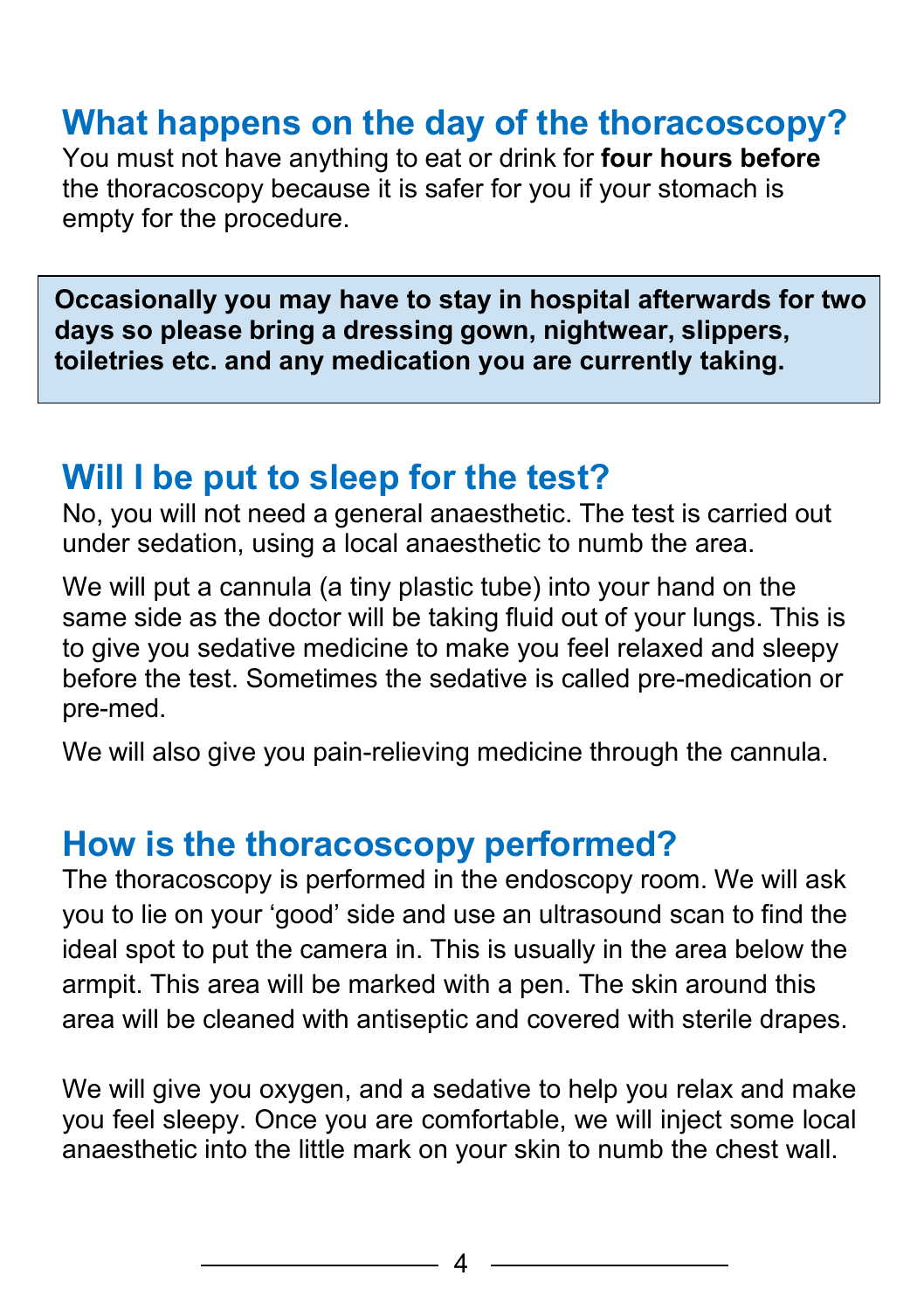## What happens on the day of the thoracoscopy?

You must not have anything to eat or drink for **four hours before** the thoracoscopy because it is safer for you if your stomach is empty for the procedure.

**Occasionally you may have to stay in hospital afterwards for two days so please bring a dressing gown, nightwear, slippers, toiletries etc. and any medication you are currently taking.**

## Will I be put to sleep for the test?

No, you will not need a general anaesthetic. The test is carried out under sedation, using a local anaesthetic to numb the area.

We will put a cannula (a tiny plastic tube) into your hand on the same side as the doctor will be taking fluid out of your lungs. This is to give you sedative medicine to make you feel relaxed and sleepy before the test. Sometimes the sedative is called pre-medication or pre-med.

We will also give you pain-relieving medicine through the cannula.

## How is the thoracoscopy performed?

The thoracoscopy is performed in the endoscopy room. We will ask you to lie on your 'good' side and use an ultrasound scan to find the ideal spot to put the camera in. This is usually in the area below the armpit. This area will be marked with a pen. The skin around this area will be cleaned with antiseptic and covered with sterile drapes.

We will give you oxygen, and a sedative to help you relax and make you feel sleepy. Once you are comfortable, we will inject some local anaesthetic into the little mark on your skin to numb the chest wall.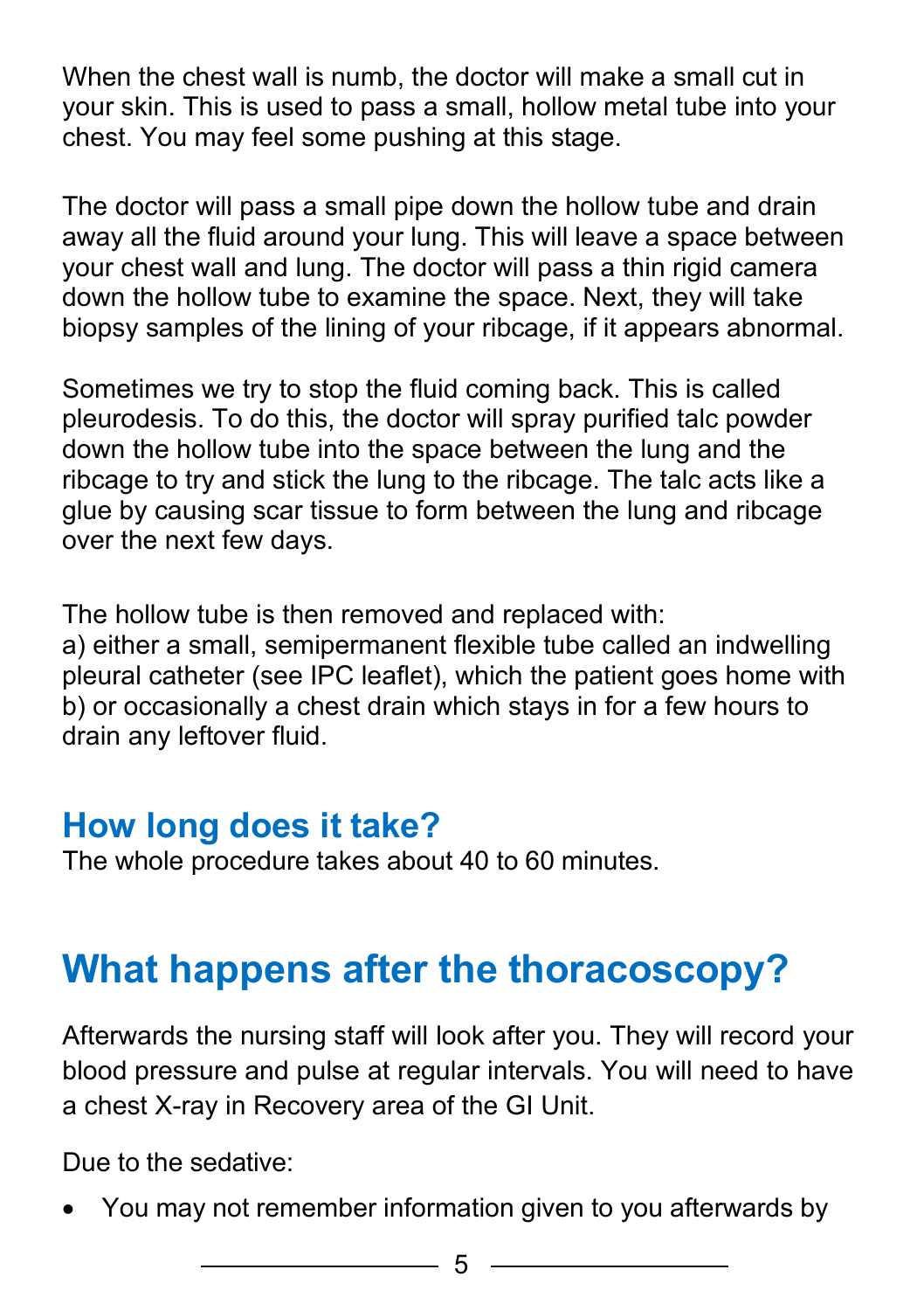When the chest wall is numb, the doctor will make a small cut in your skin. This is used to pass a small, hollow metal tube into your chest. You may feel some pushing at this stage.

The doctor will pass a small pipe down the hollow tube and drain away all the fluid around your lung. This will leave a space between your chest wall and lung. The doctor will pass a thin rigid camera down the hollow tube to examine the space. Next, they will take biopsy samples of the lining of your ribcage, if it appears abnormal.

Sometimes we try to stop the fluid coming back. This is called pleurodesis. To do this, the doctor will spray purified talc powder down the hollow tube into the space between the lung and the ribcage to try and stick the lung to the ribcage. The talc acts like a glue by causing scar tissue to form between the lung and ribcage over the next few days.

The hollow tube is then removed and replaced with:
a) either a small, semipermanent flexible tube called an indwelling pleural catheter (see IPC leaflet), which the patient goes home with
b) or occasionally a chest drain which stays in for a few hours to drain any leftover fluid.

### How long does it take?

The whole procedure takes about 40 to 60 minutes.

## What happens after the thoracoscopy?

Afterwards the nursing staff will look after you. They will record your blood pressure and pulse at regular intervals. You will need to have a chest X-ray in Recovery area of the GI Unit.

Due to the sedative:

- You may not remember information given to you afterwards by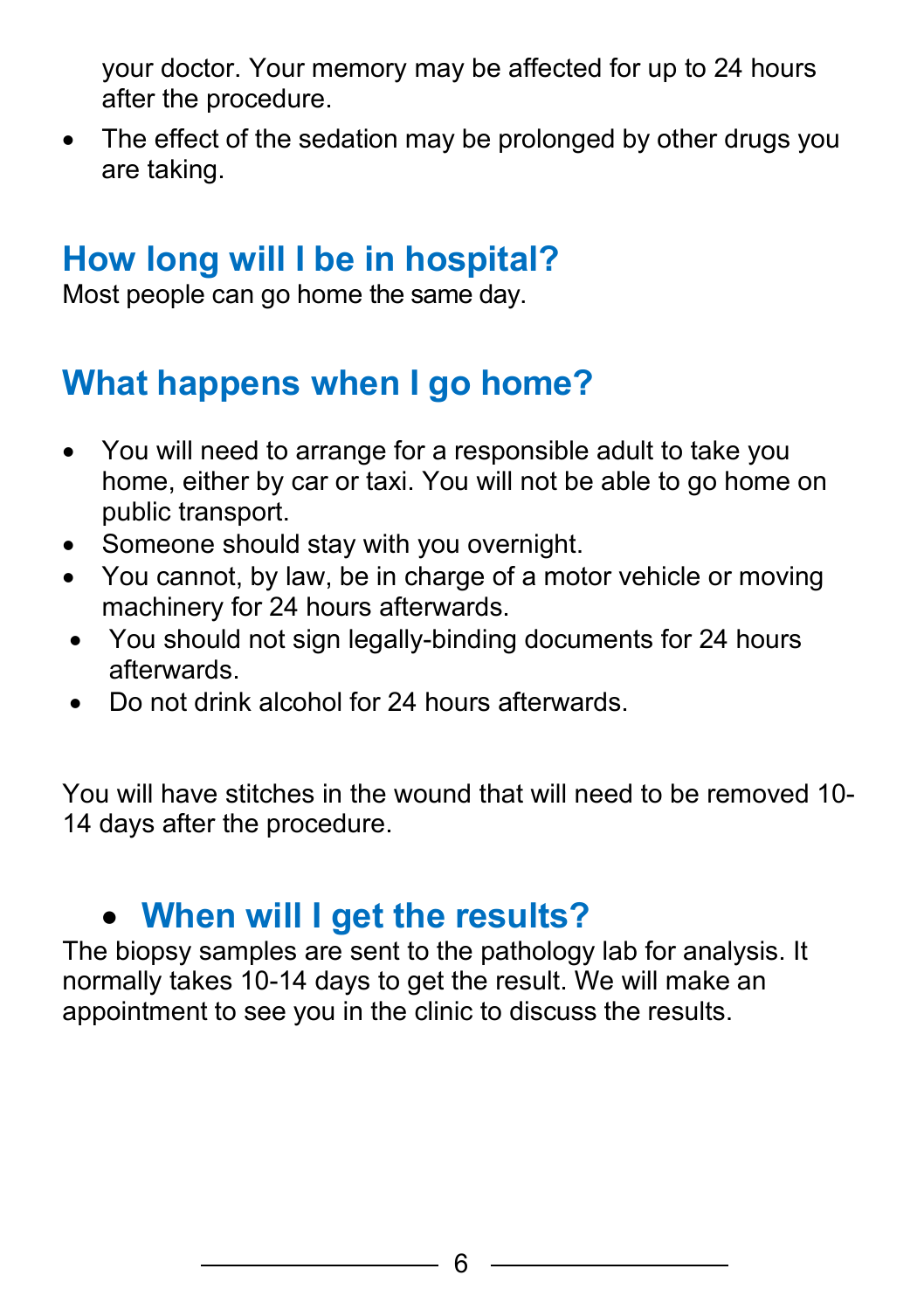your doctor. Your memory may be affected for up to 24 hours after the procedure.

- The effect of the sedation may be prolonged by other drugs you are taking.

## How long will I be in hospital?

Most people can go home the same day.

## What happens when I go home?

- You will need to arrange for a responsible adult to take you home, either by car or taxi. You will not be able to go home on public transport.
- Someone should stay with you overnight.
- You cannot, by law, be in charge of a motor vehicle or moving machinery for 24 hours afterwards.
- You should not sign legally-binding documents for 24 hours afterwards.
- Do not drink alcohol for 24 hours afterwards.

You will have stitches in the wound that will need to be removed 10-14 days after the procedure.

## When will I get the results?

The biopsy samples are sent to the pathology lab for analysis. It normally takes 10-14 days to get the result. We will make an appointment to see you in the clinic to discuss the results.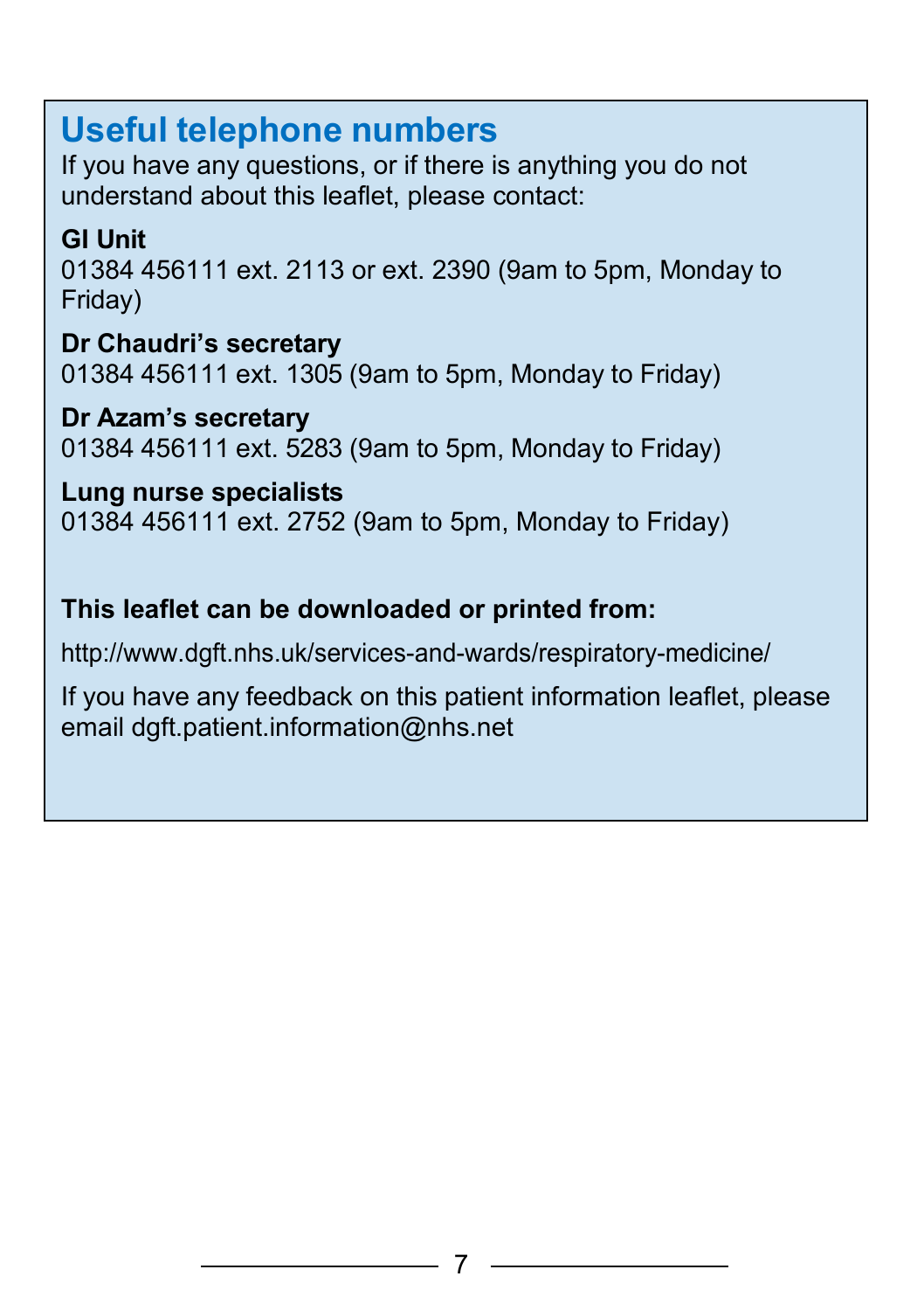## Useful telephone numbers

If you have any questions, or if there is anything you do not understand about this leaflet, please contact:

**GI Unit**
01384 456111 ext. 2113 or ext. 2390 (9am to 5pm, Monday to Friday)

**Dr Chaudri's secretary**
01384 456111 ext. 1305 (9am to 5pm, Monday to Friday)

**Dr Azam's secretary**
01384 456111 ext. 5283 (9am to 5pm, Monday to Friday)

**Lung nurse specialists**
01384 456111 ext. 2752 (9am to 5pm, Monday to Friday)

**This leaflet can be downloaded or printed from:**

http://www.dgft.nhs.uk/services-and-wards/respiratory-medicine/

If you have any feedback on this patient information leaflet, please email dgft.patient.information@nhs.net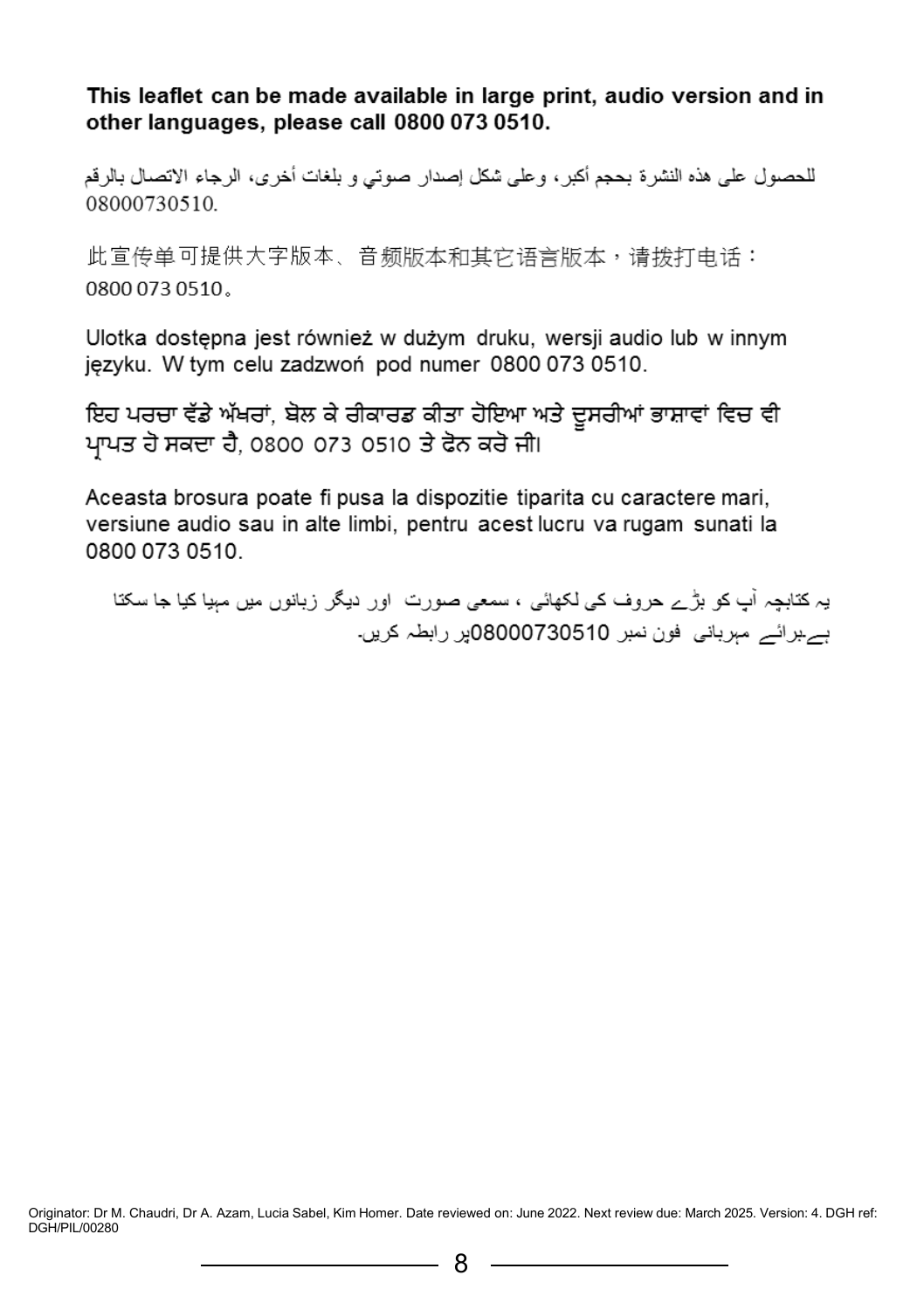**This leaflet can be made available in large print, audio version and in other languages, please call 0800 073 0510.**

للحصول على هذه النشرة بحجم أكبر، وعلى شكل إصدار صوتي و بلغات أخرى، الرجاء الاتصال بالرقم 08000730510.

此宣传单可提供大字版本、音频版本和其它语言版本，请拨打电话：0800 073 0510。

Ulotka dostępna jest również w dużym druku, wersji audio lub w innym języku. W tym celu zadzwoń pod numer 0800 073 0510.

ਇਹ ਪਰਚਾ ਵੱਡੇ ਅੱਖਰਾਂ, ਬੋਲ ਕੇ ਰੀਕਾਰਡ ਕੀਤਾ ਹੋਇਆ ਅਤੇ ਦੂਸਰੀਆਂ ਭਾਸ਼ਾਵਾਂ ਵਿਚ ਵੀ ਪ੍ਰਾਪਤ ਹੋ ਸਕਦਾ ਹੈ, 0800 073 0510 ਤੇ ਫੋਨ ਕਰੋ ਜੀ।

Aceasta brosura poate fi pusa la dispozitie tiparita cu caractere mari, versiune audio sau in alte limbi, pentru acest lucru va rugam sunati la 0800 073 0510.

یہ کتابچہ آپ کو بڑے حروف کی لکھائی ، سمعی صورت اور دیگر زبانوں میں مہیا کیا جا سکتا ہے۔برائے مہربانی فون نمبر 08000730510پر رابطہ کریں۔

Originator: Dr M. Chaudri, Dr A. Azam, Lucia Sabel, Kim Homer. Date reviewed on: June 2022. Next review due: March 2025. Version: 4. DGH ref: DGH/PIL/00280